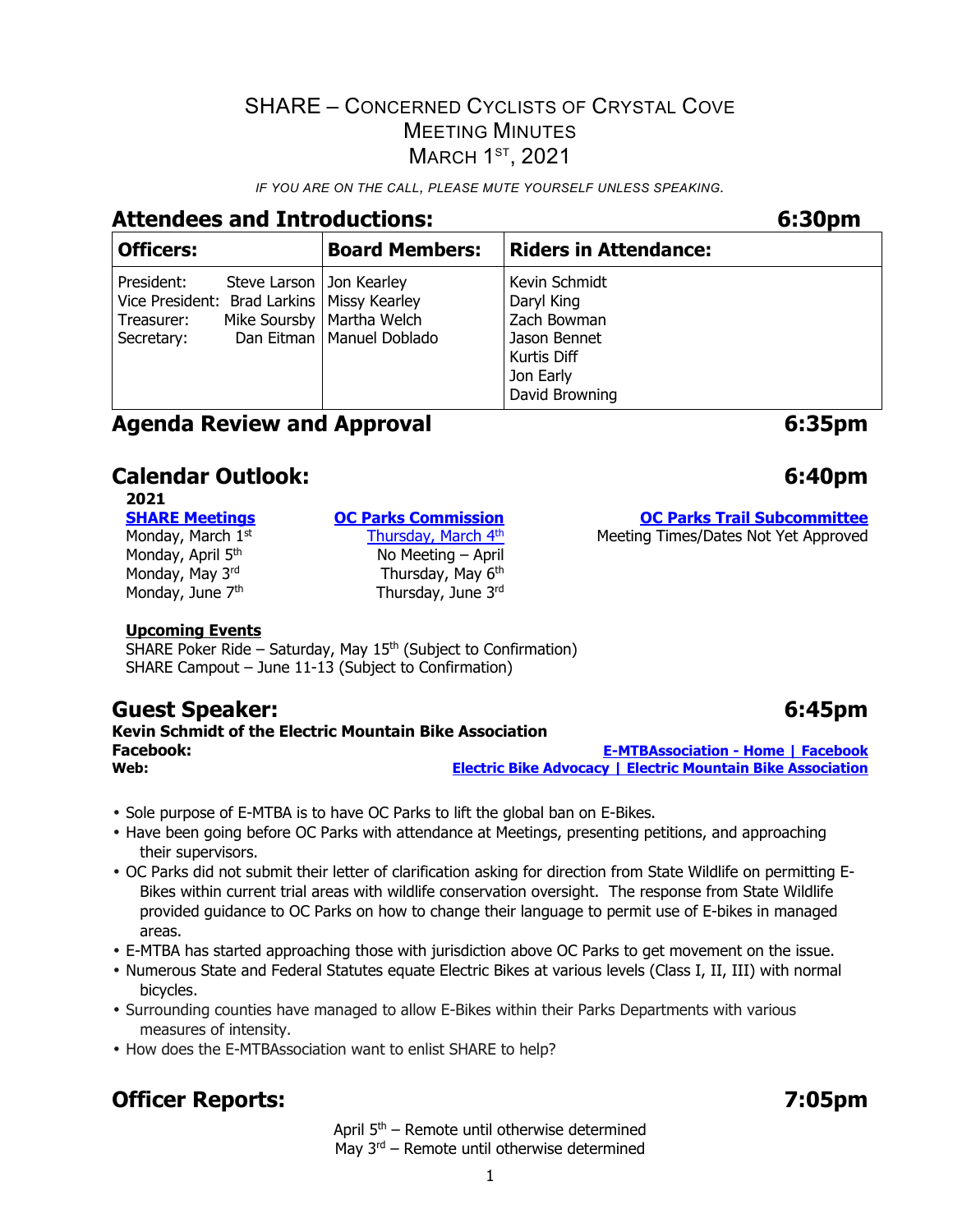# SHARE – Concerned Cyclists of Crystal Cove
# Meeting Minutes
# March 1st, 2021

*IF YOU ARE ON THE CALL, PLEASE MUTE YOURSELF UNLESS SPEAKING.*

## Attendees and Introductions: 6:30pm

| Officers: | Board Members: | Riders in Attendance: |
|---|---|---|
| President: Steve Larson<br>Vice President: Brad Larkins<br>Treasurer: Mike Soursby<br>Secretary: Dan Eitman | Jon Kearley<br>Missy Kearley<br>Martha Welch<br>Manuel Doblado | Kevin Schmidt<br>Daryl King<br>Zach Bowman<br>Jason Bennet<br>Kurtis Diff<br>Jon Early<br>David Browning |

## Agenda Review and Approval 6:35pm

## Calendar Outlook: 6:40pm

**2021**

**SHARE Meetings**
Monday, March 1st
Monday, April 5th
Monday, May 3rd
Monday, June 7th

**OC Parks Commission**
Thursday, March 4th
No Meeting – April
Thursday, May 6th
Thursday, June 3rd

**OC Parks Trail Subcommittee**
Meeting Times/Dates Not Yet Approved

**Upcoming Events**
SHARE Poker Ride – Saturday, May 15th (Subject to Confirmation)
SHARE Campout – June 11-13 (Subject to Confirmation)

## Guest Speaker: 6:45pm

**Kevin Schmidt of the Electric Mountain Bike Association**
**Facebook:** E-MTBAssociation - Home | Facebook
**Web:** Electric Bike Advocacy | Electric Mountain Bike Association

- Sole purpose of E-MTBA is to have OC Parks to lift the global ban on E-Bikes.
- Have been going before OC Parks with attendance at Meetings, presenting petitions, and approaching their supervisors.
- OC Parks did not submit their letter of clarification asking for direction from State Wildlife on permitting E-Bikes within current trial areas with wildlife conservation oversight. The response from State Wildlife provided guidance to OC Parks on how to change their language to permit use of E-bikes in managed areas.
- E-MTBA has started approaching those with jurisdiction above OC Parks to get movement on the issue.
- Numerous State and Federal Statutes equate Electric Bikes at various levels (Class I, II, III) with normal bicycles.
- Surrounding counties have managed to allow E-Bikes within their Parks Departments with various measures of intensity.
- How does the E-MTBAssociation want to enlist SHARE to help?

## Officer Reports: 7:05pm

April 5th – Remote until otherwise determined
May 3rd – Remote until otherwise determined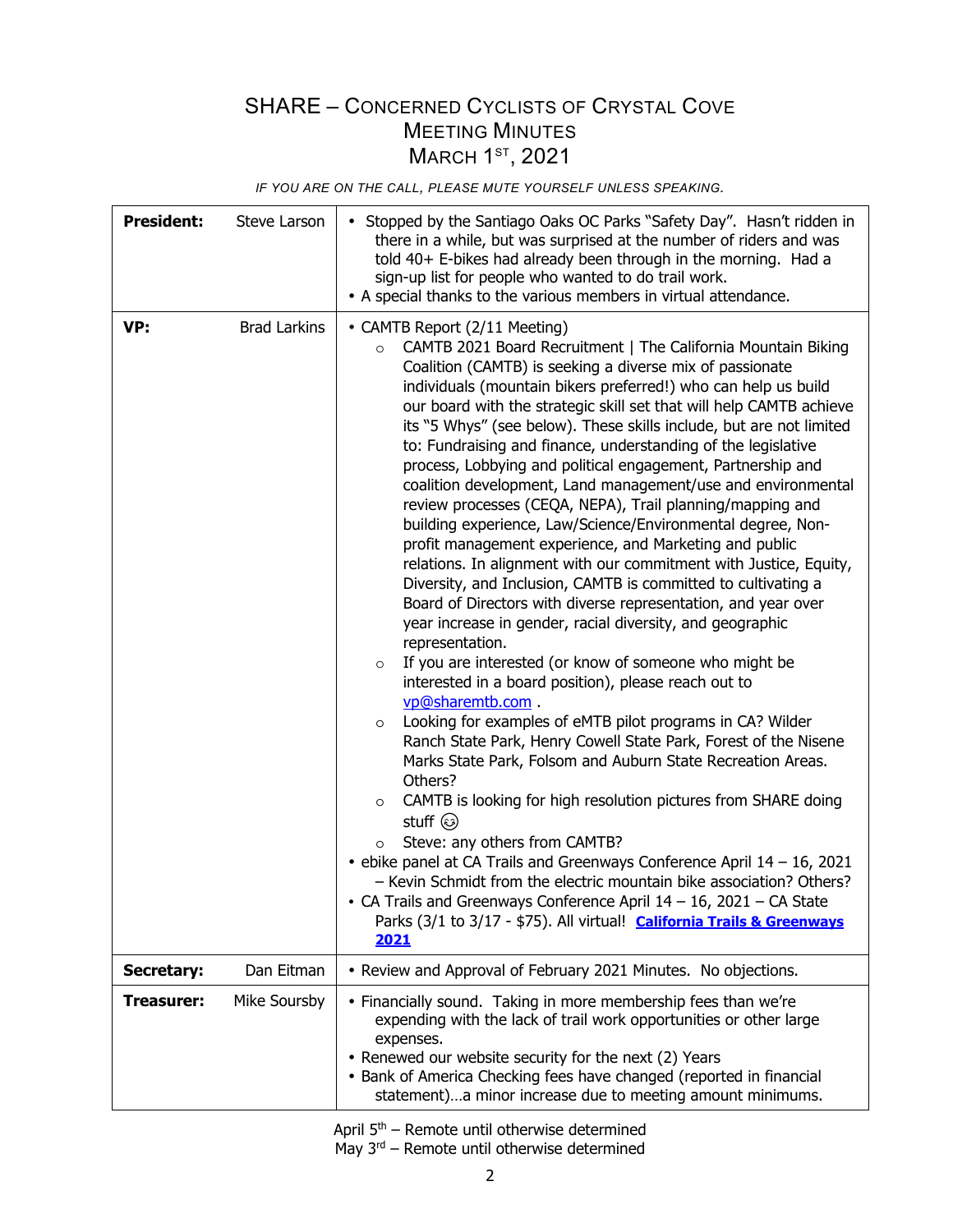# SHARE – Concerned Cyclists of Crystal Cove
## Meeting Minutes
## March 1st, 2021

*IF YOU ARE ON THE CALL, PLEASE MUTE YOURSELF UNLESS SPEAKING.*

| | | |
|---|---|---|
| **President:** | Steve Larson | • Stopped by the Santiago Oaks OC Parks "Safety Day". Hasn't ridden in there in a while, but was surprised at the number of riders and was told 40+ E-bikes had already been through in the morning. Had a sign-up list for people who wanted to do trail work.<br>• A special thanks to the various members in virtual attendance. |
| **VP:** | Brad Larkins | • CAMTB Report (2/11 Meeting)<br>○ CAMTB 2021 Board Recruitment \| The California Mountain Biking Coalition (CAMTB) is seeking a diverse mix of passionate individuals (mountain bikers preferred!) who can help us build our board with the strategic skill set that will help CAMTB achieve its "5 Whys" (see below). These skills include, but are not limited to: Fundraising and finance, understanding of the legislative process, Lobbying and political engagement, Partnership and coalition development, Land management/use and environmental review processes (CEQA, NEPA), Trail planning/mapping and building experience, Law/Science/Environmental degree, Non-profit management experience, and Marketing and public relations. In alignment with our commitment with Justice, Equity, Diversity, and Inclusion, CAMTB is committed to cultivating a Board of Directors with diverse representation, and year over year increase in gender, racial diversity, and geographic representation.<br>○ If you are interested (or know of someone who might be interested in a board position), please reach out to vp@sharemtb.com .<br>○ Looking for examples of eMTB pilot programs in CA? Wilder Ranch State Park, Henry Cowell State Park, Forest of the Nisene Marks State Park, Folsom and Auburn State Recreation Areas. Others?<br>○ CAMTB is looking for high resolution pictures from SHARE doing stuff 😉<br>○ Steve: any others from CAMTB?<br>• ebike panel at CA Trails and Greenways Conference April 14 – 16, 2021 – Kevin Schmidt from the electric mountain bike association? Others?<br>• CA Trails and Greenways Conference April 14 – 16, 2021 – CA State Parks (3/1 to 3/17 - $75). All virtual! **California Trails & Greenways 2021** |
| **Secretary:** | Dan Eitman | • Review and Approval of February 2021 Minutes. No objections. |
| **Treasurer:** | Mike Soursby | • Financially sound. Taking in more membership fees than we're expending with the lack of trail work opportunities or other large expenses.<br>• Renewed our website security for the next (2) Years<br>• Bank of America Checking fees have changed (reported in financial statement)…a minor increase due to meeting amount minimums. |

April 5th – Remote until otherwise determined
May 3rd – Remote until otherwise determined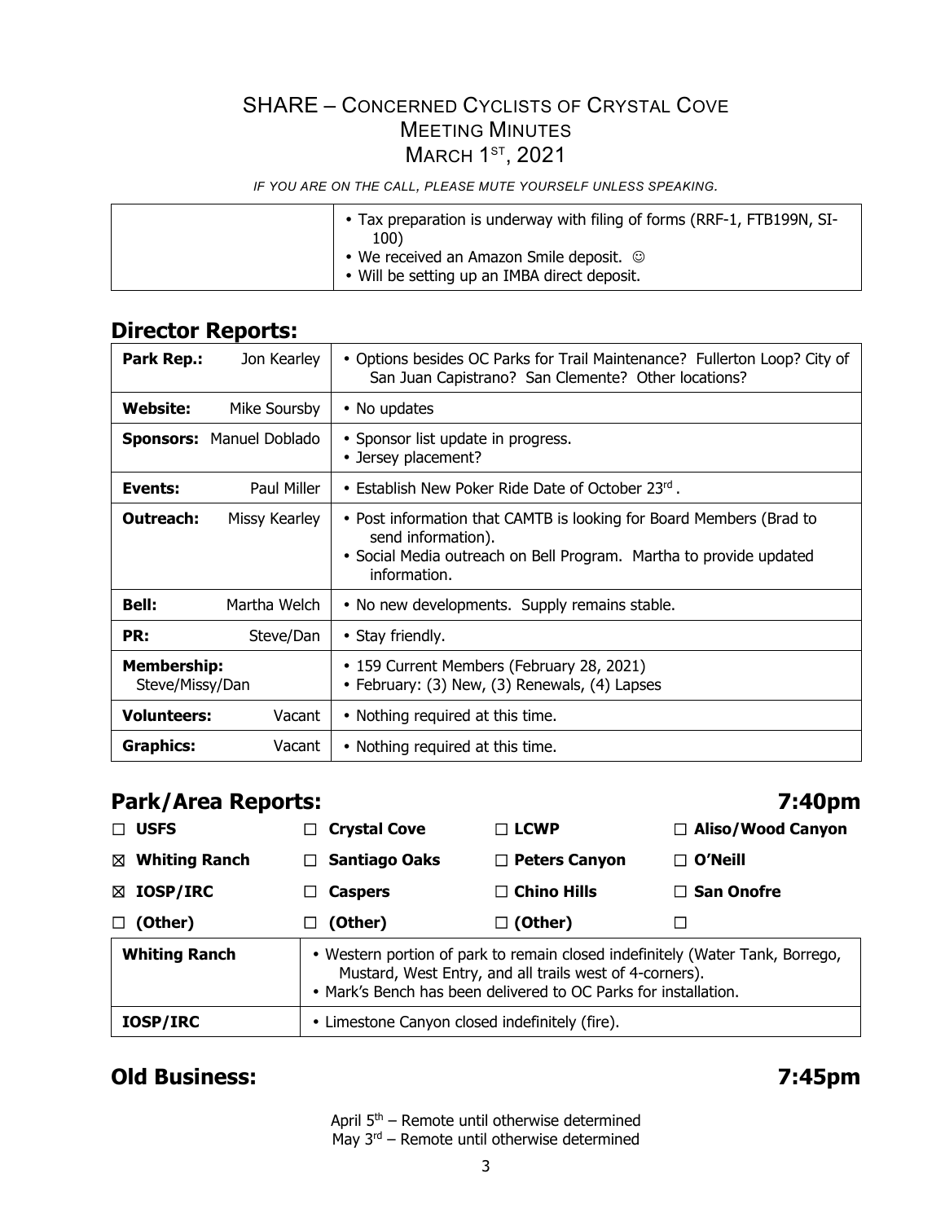# SHARE – Concerned Cyclists of Crystal Cove
## Meeting Minutes
## March 1st, 2021

*IF YOU ARE ON THE CALL, PLEASE MUTE YOURSELF UNLESS SPEAKING.*

| | |
|---|---|
| | • Tax preparation is underway with filing of forms (RRF-1, FTB199N, SI-100)<br>• We received an Amazon Smile deposit. ☺<br>• Will be setting up an IMBA direct deposit. |

## Director Reports:

| | |
|---|---|
| **Park Rep.:** Jon Kearley | • Options besides OC Parks for Trail Maintenance? Fullerton Loop? City of San Juan Capistrano? San Clemente? Other locations? |
| **Website:** Mike Soursby | • No updates |
| **Sponsors:** Manuel Doblado | • Sponsor list update in progress.<br>• Jersey placement? |
| **Events:** Paul Miller | • Establish New Poker Ride Date of October 23rd . |
| **Outreach:** Missy Kearley | • Post information that CAMTB is looking for Board Members (Brad to send information).<br>• Social Media outreach on Bell Program. Martha to provide updated information. |
| **Bell:** Martha Welch | • No new developments. Supply remains stable. |
| **PR:** Steve/Dan | • Stay friendly. |
| **Membership:** Steve/Missy/Dan | • 159 Current Members (February 28, 2021)<br>• February: (3) New, (3) Renewals, (4) Lapses |
| **Volunteers:** Vacant | • Nothing required at this time. |
| **Graphics:** Vacant | • Nothing required at this time. |

## Park/Area Reports: 7:40pm

| | | | |
|---|---|---|---|
| ☐ **USFS** | ☐ **Crystal Cove** | ☐ **LCWP** | ☐ **Aliso/Wood Canyon** |
| ☒ **Whiting Ranch** | ☐ **Santiago Oaks** | ☐ **Peters Canyon** | ☐ **O'Neill** |
| ☒ **IOSP/IRC** | ☐ **Caspers** | ☐ **Chino Hills** | ☐ **San Onofre** |
| ☐ **(Other)** | ☐ **(Other)** | ☐ **(Other)** | ☐ |

| | |
|---|---|
| **Whiting Ranch** | • Western portion of park to remain closed indefinitely (Water Tank, Borrego, Mustard, West Entry, and all trails west of 4-corners).<br>• Mark's Bench has been delivered to OC Parks for installation. |
| **IOSP/IRC** | • Limestone Canyon closed indefinitely (fire). |

## Old Business: 7:45pm

April 5th – Remote until otherwise determined
May 3rd – Remote until otherwise determined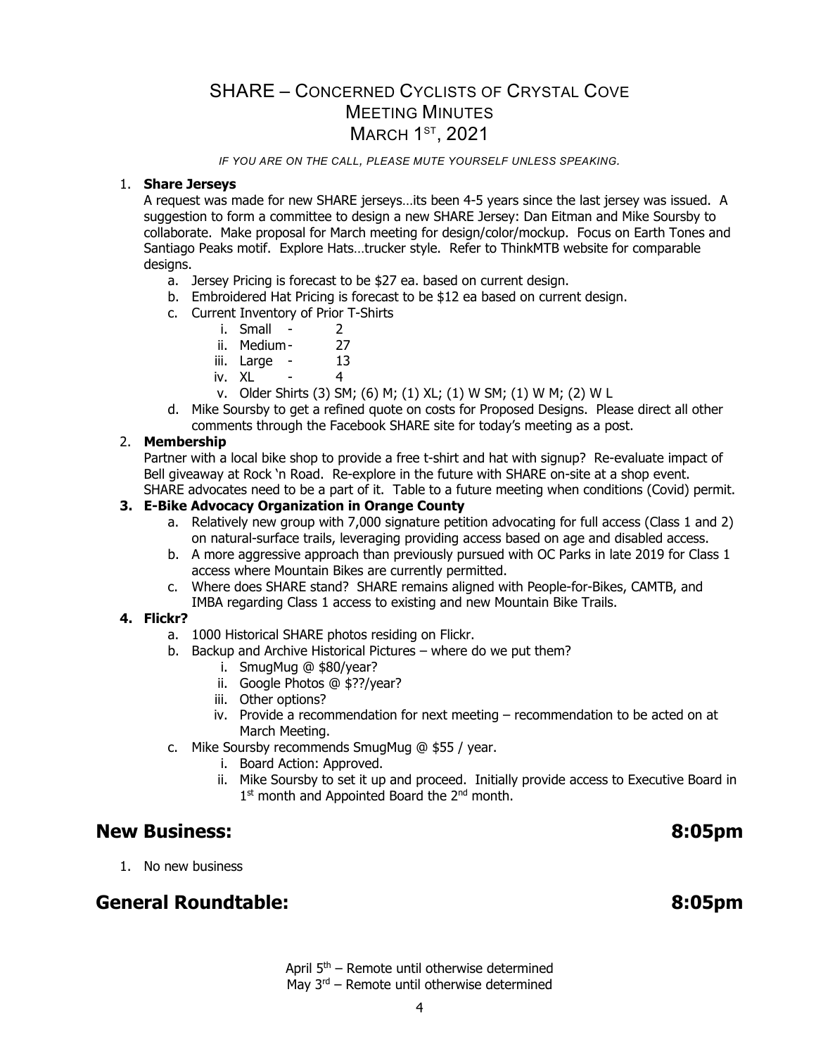# SHARE – Concerned Cyclists of Crystal Cove
## Meeting Minutes
## March 1st, 2021

*IF YOU ARE ON THE CALL, PLEASE MUTE YOURSELF UNLESS SPEAKING.*

1. **Share Jerseys**

   A request was made for new SHARE jerseys…its been 4-5 years since the last jersey was issued. A suggestion to form a committee to design a new SHARE Jersey: Dan Eitman and Mike Soursby to collaborate. Make proposal for March meeting for design/color/mockup. Focus on Earth Tones and Santiago Peaks motif. Explore Hats…trucker style. Refer to ThinkMTB website for comparable designs.

   a. Jersey Pricing is forecast to be $27 ea. based on current design.
   b. Embroidered Hat Pricing is forecast to be $12 ea based on current design.
   c. Current Inventory of Prior T-Shirts
      i. Small - 2
      ii. Medium - 27
      iii. Large - 13
      iv. XL - 4
      v. Older Shirts (3) SM; (6) M; (1) XL; (1) W SM; (1) W M; (2) W L
   d. Mike Soursby to get a refined quote on costs for Proposed Designs. Please direct all other comments through the Facebook SHARE site for today's meeting as a post.

2. **Membership**

   Partner with a local bike shop to provide a free t-shirt and hat with signup? Re-evaluate impact of Bell giveaway at Rock 'n Road. Re-explore in the future with SHARE on-site at a shop event. SHARE advocates need to be a part of it. Table to a future meeting when conditions (Covid) permit.

3. **E-Bike Advocacy Organization in Orange County**

   a. Relatively new group with 7,000 signature petition advocating for full access (Class 1 and 2) on natural-surface trails, leveraging providing access based on age and disabled access.
   b. A more aggressive approach than previously pursued with OC Parks in late 2019 for Class 1 access where Mountain Bikes are currently permitted.
   c. Where does SHARE stand? SHARE remains aligned with People-for-Bikes, CAMTB, and IMBA regarding Class 1 access to existing and new Mountain Bike Trails.

4. **Flickr?**

   a. 1000 Historical SHARE photos residing on Flickr.
   b. Backup and Archive Historical Pictures – where do we put them?
      i. SmugMug @ $80/year?
      ii. Google Photos @ $??/year?
      iii. Other options?
      iv. Provide a recommendation for next meeting – recommendation to be acted on at March Meeting.
   c. Mike Soursby recommends SmugMug @ $55 / year.
      i. Board Action: Approved.
      ii. Mike Soursby to set it up and proceed. Initially provide access to Executive Board in 1st month and Appointed Board the 2nd month.

## New Business: 8:05pm

1. No new business

## General Roundtable: 8:05pm

April 5th – Remote until otherwise determined
May 3rd – Remote until otherwise determined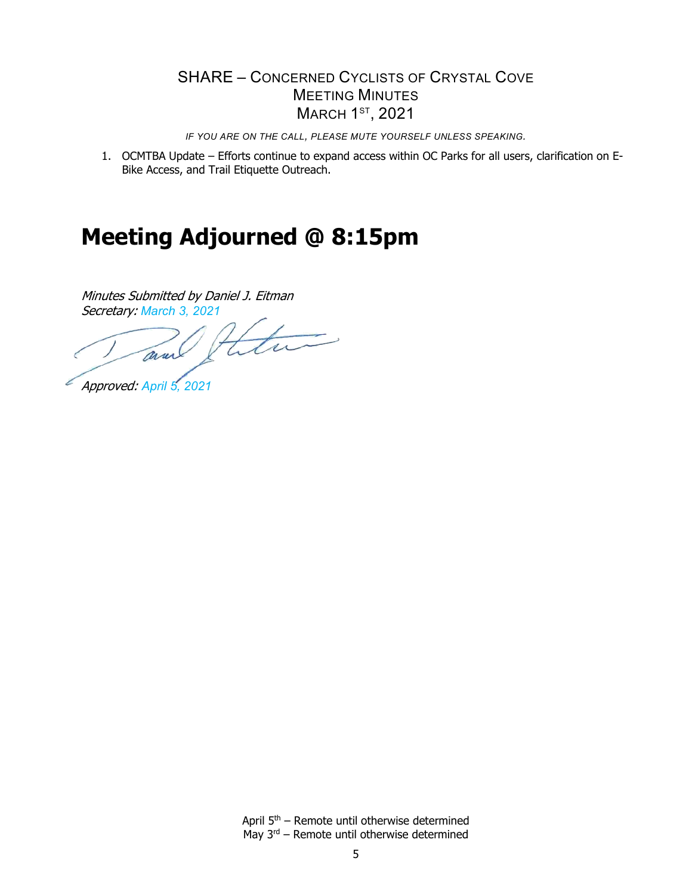SHARE – CONCERNED CYCLISTS OF CRYSTAL COVE
MEETING MINUTES
MARCH 1ST, 2021

*IF YOU ARE ON THE CALL, PLEASE MUTE YOURSELF UNLESS SPEAKING.*

1. OCMTBA Update – Efforts continue to expand access within OC Parks for all users, clarification on E-Bike Access, and Trail Etiquette Outreach.

# Meeting Adjourned @ 8:15pm

*Minutes Submitted by Daniel J. Eitman*
*Secretary: March 3, 2021*

*Approved: April 5, 2021*

April 5th – Remote until otherwise determined
May 3rd – Remote until otherwise determined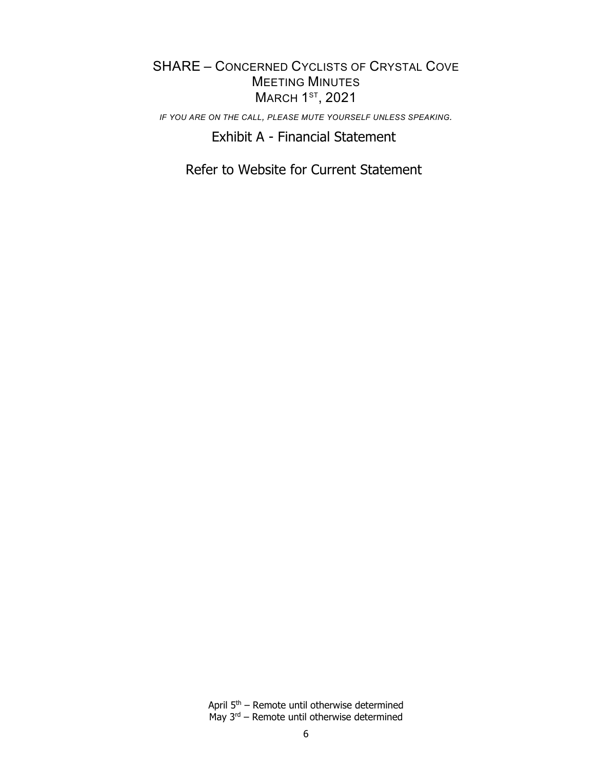# Exhibit A - Financial Statement

Refer to Website for Current Statement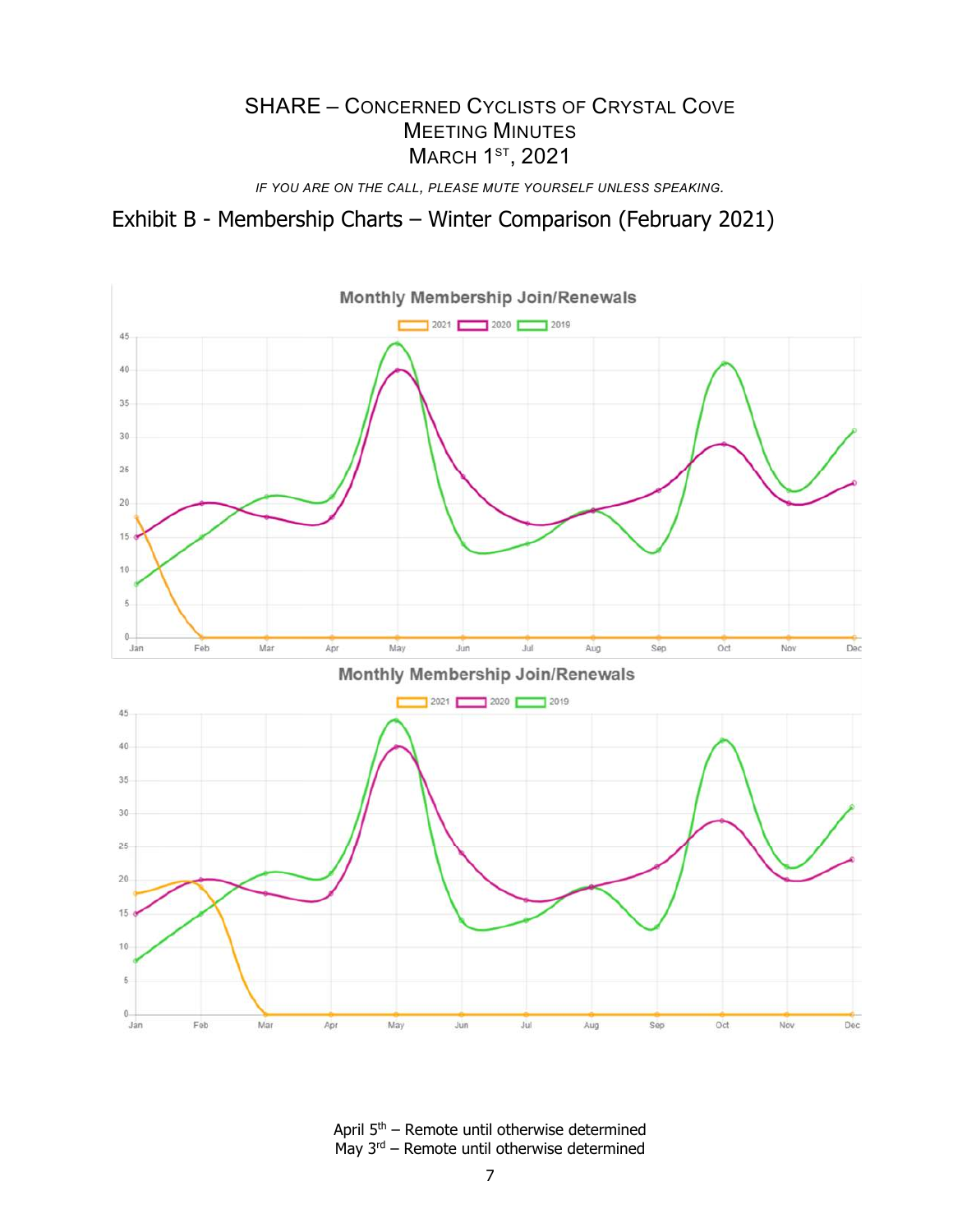# SHARE – Concerned Cyclists of Crystal Cove
## Meeting Minutes
## March 1st, 2021

*IF YOU ARE ON THE CALL, PLEASE MUTE YOURSELF UNLESS SPEAKING.*

## Exhibit B - Membership Charts – Winter Comparison (February 2021)

**Monthly Membership Join/Renewals**

2021 | 2020 | 2019

**Monthly Membership Join/Renewals**

2021 | 2020 | 2019

April 5th – Remote until otherwise determined
May 3rd – Remote until otherwise determined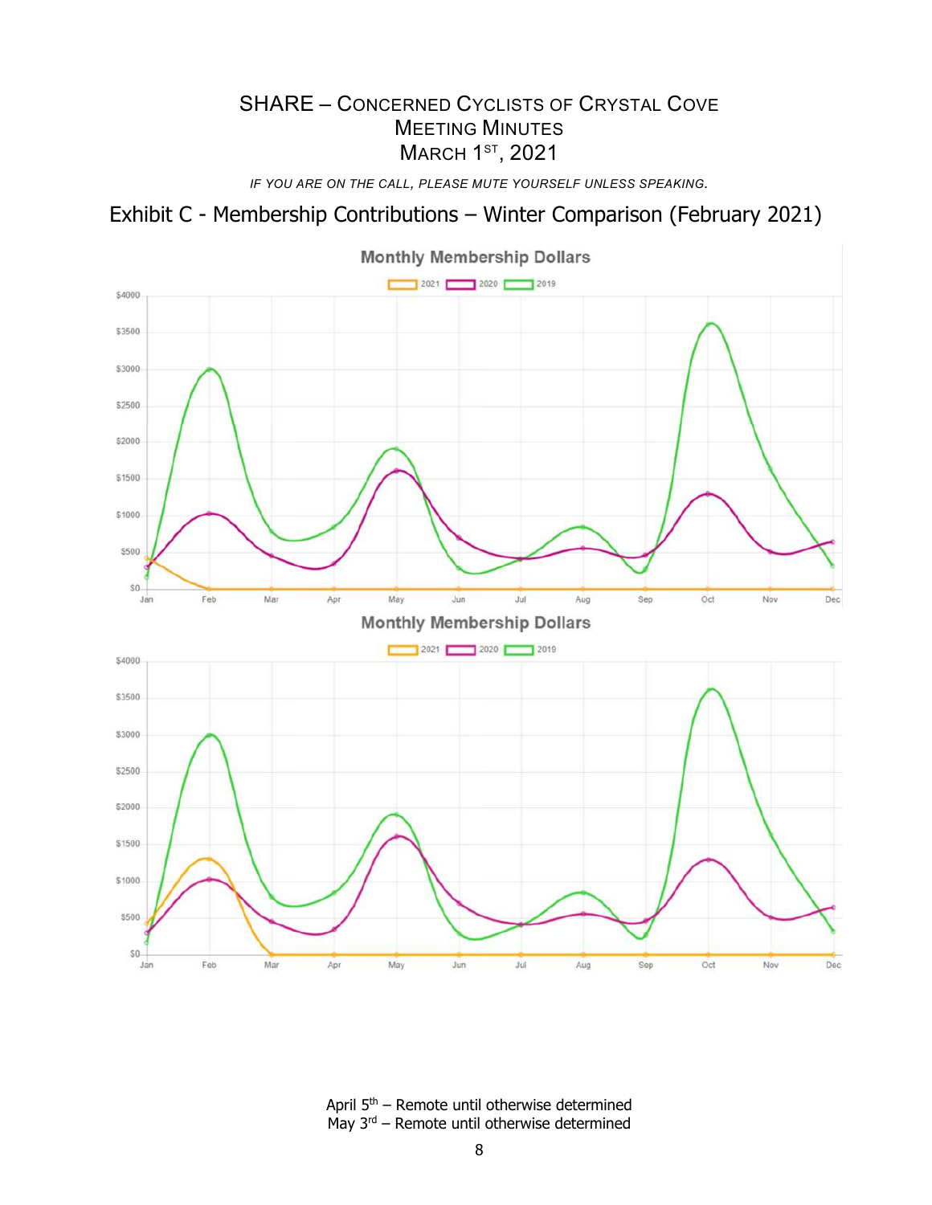# SHARE – Concerned Cyclists of Crystal Cove
## Meeting Minutes
## March 1st, 2021

*IF YOU ARE ON THE CALL, PLEASE MUTE YOURSELF UNLESS SPEAKING.*

## Exhibit C - Membership Contributions – Winter Comparison (February 2021)

Monthly Membership Dollars

2021 2020 2019

$4000 $3500 $3000 $2500 $2000 $1500 $1000 $500 $0

Jan Feb Mar Apr May Jun Jul Aug Sep Oct Nov Dec

Monthly Membership Dollars

2021 2020 2019

$4000 $3500 $3000 $2500 $2000 $1500 $1000 $500 $0

Jan Feb Mar Apr May Jun Jul Aug Sep Oct Nov Dec

April 5th – Remote until otherwise determined
May 3rd – Remote until otherwise determined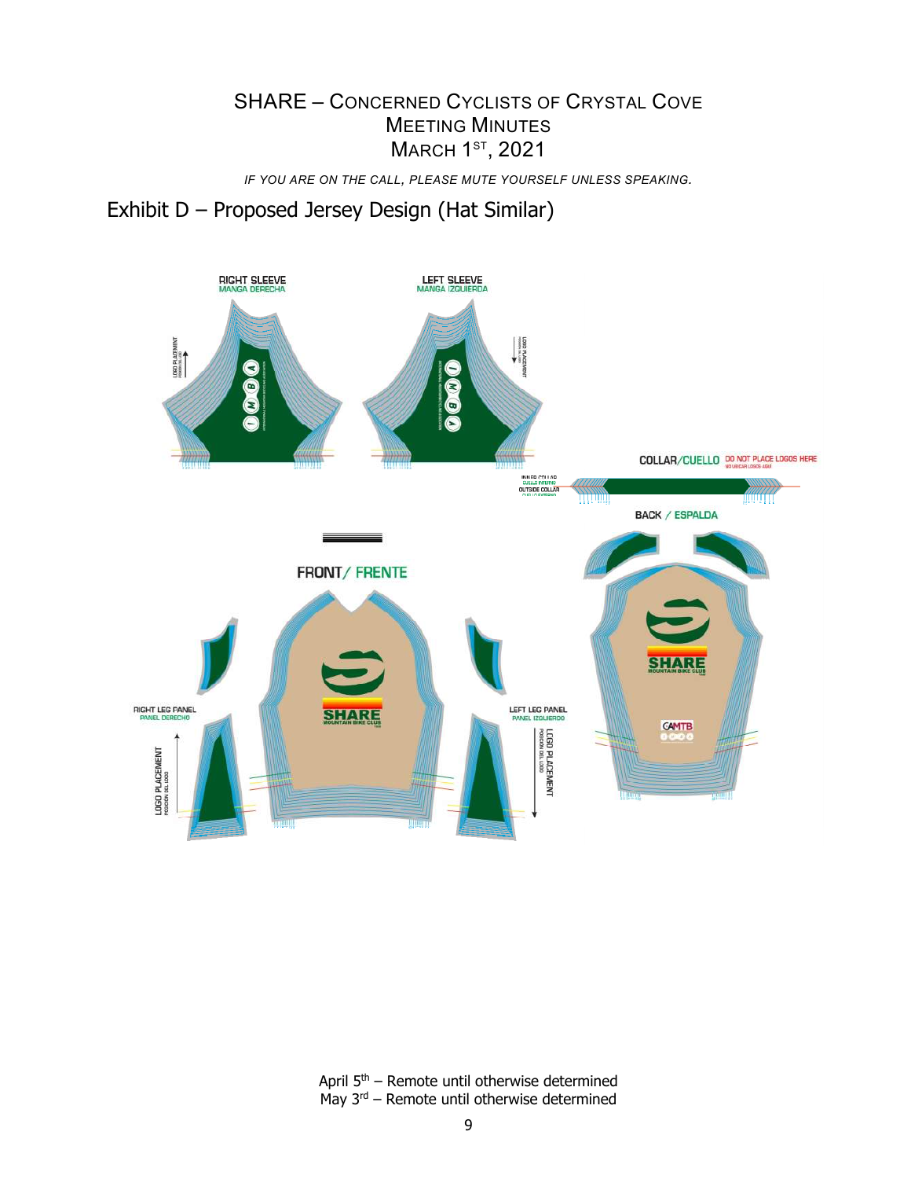# Exhibit D – Proposed Jersey Design (Hat Similar)

RIGHT SLEEVE
MANGA DERECHA

LEFT SLEEVE
MANGA IZQUIERDA

COLLAR/CUELLO DO NOT PLACE LOGOS HERE

INNER COLLAR
OUTSIDE COLLAR

BACK / ESPALDA

FRONT/ FRENTE

RIGHT LEG PANEL
PANEL DERECHO

LEFT LEG PANEL
PANEL IZQUIERDO

LOGO PLACEMENT

SHARE
MOUNTAIN BIKE CLUB

CAMTB

April 5th – Remote until otherwise determined
May 3rd – Remote until otherwise determined